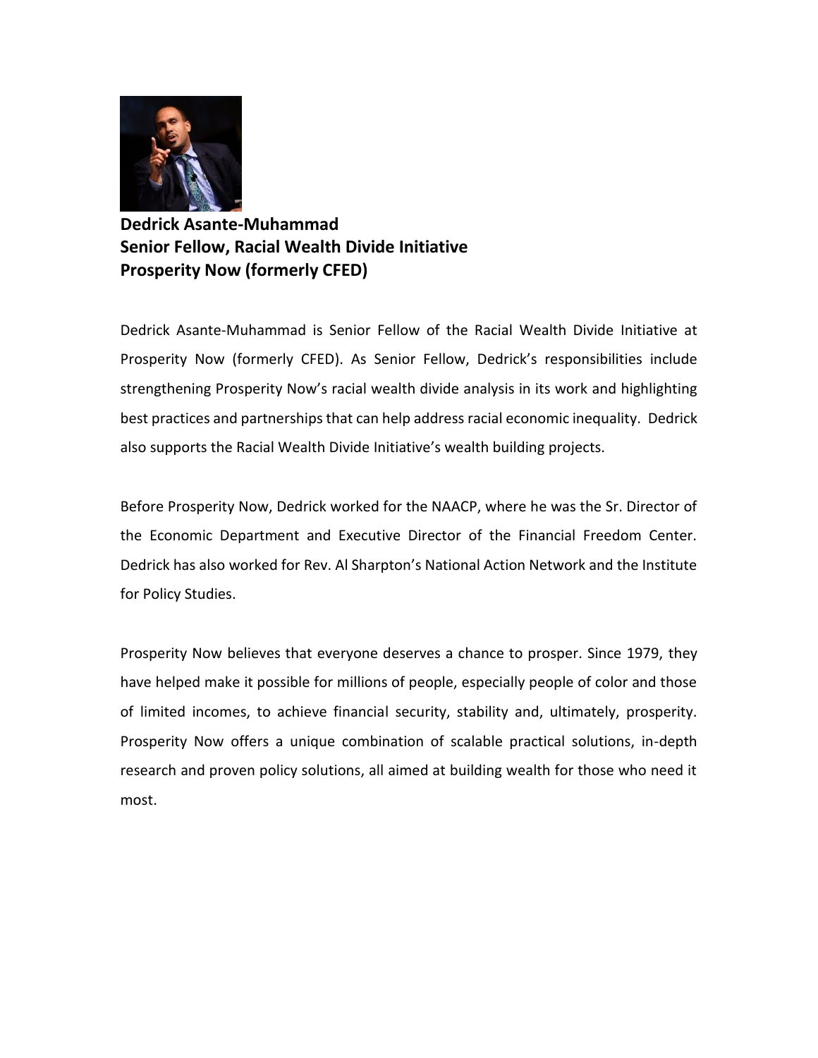**Dedrick Asante-Muhammad**
**Senior Fellow, Racial Wealth Divide Initiative**
**Prosperity Now (formerly CFED)**

Dedrick Asante-Muhammad is Senior Fellow of the Racial Wealth Divide Initiative at Prosperity Now (formerly CFED). As Senior Fellow, Dedrick's responsibilities include strengthening Prosperity Now's racial wealth divide analysis in its work and highlighting best practices and partnerships that can help address racial economic inequality. Dedrick also supports the Racial Wealth Divide Initiative's wealth building projects.

Before Prosperity Now, Dedrick worked for the NAACP, where he was the Sr. Director of the Economic Department and Executive Director of the Financial Freedom Center. Dedrick has also worked for Rev. Al Sharpton's National Action Network and the Institute for Policy Studies.

Prosperity Now believes that everyone deserves a chance to prosper. Since 1979, they have helped make it possible for millions of people, especially people of color and those of limited incomes, to achieve financial security, stability and, ultimately, prosperity. Prosperity Now offers a unique combination of scalable practical solutions, in-depth research and proven policy solutions, all aimed at building wealth for those who need it most.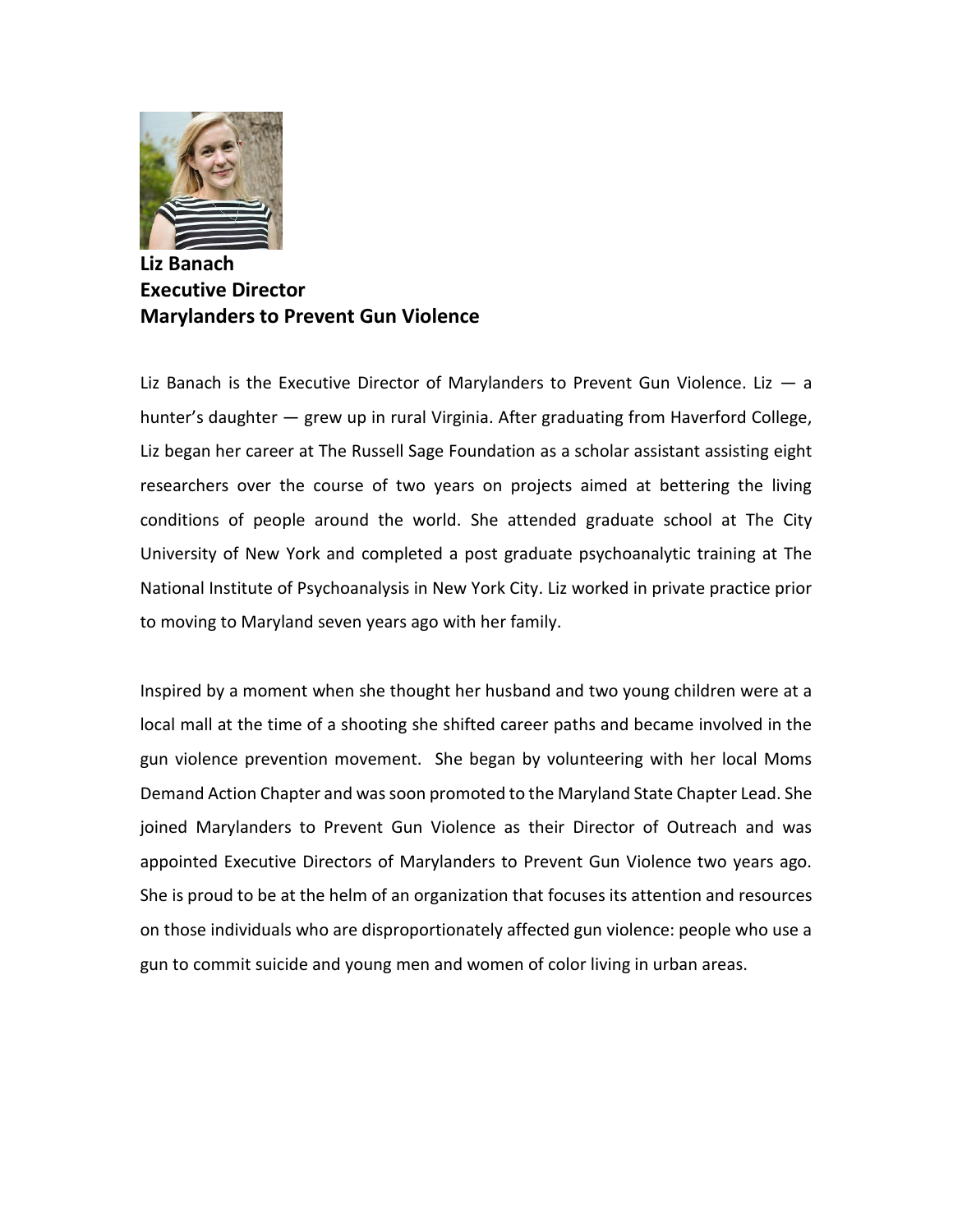**Liz Banach**
**Executive Director**
**Marylanders to Prevent Gun Violence**

Liz Banach is the Executive Director of Marylanders to Prevent Gun Violence. Liz — a hunter's daughter — grew up in rural Virginia. After graduating from Haverford College, Liz began her career at The Russell Sage Foundation as a scholar assistant assisting eight researchers over the course of two years on projects aimed at bettering the living conditions of people around the world. She attended graduate school at The City University of New York and completed a post graduate psychoanalytic training at The National Institute of Psychoanalysis in New York City. Liz worked in private practice prior to moving to Maryland seven years ago with her family.

Inspired by a moment when she thought her husband and two young children were at a local mall at the time of a shooting she shifted career paths and became involved in the gun violence prevention movement. She began by volunteering with her local Moms Demand Action Chapter and was soon promoted to the Maryland State Chapter Lead. She joined Marylanders to Prevent Gun Violence as their Director of Outreach and was appointed Executive Directors of Marylanders to Prevent Gun Violence two years ago. She is proud to be at the helm of an organization that focuses its attention and resources on those individuals who are disproportionately affected gun violence: people who use a gun to commit suicide and young men and women of color living in urban areas.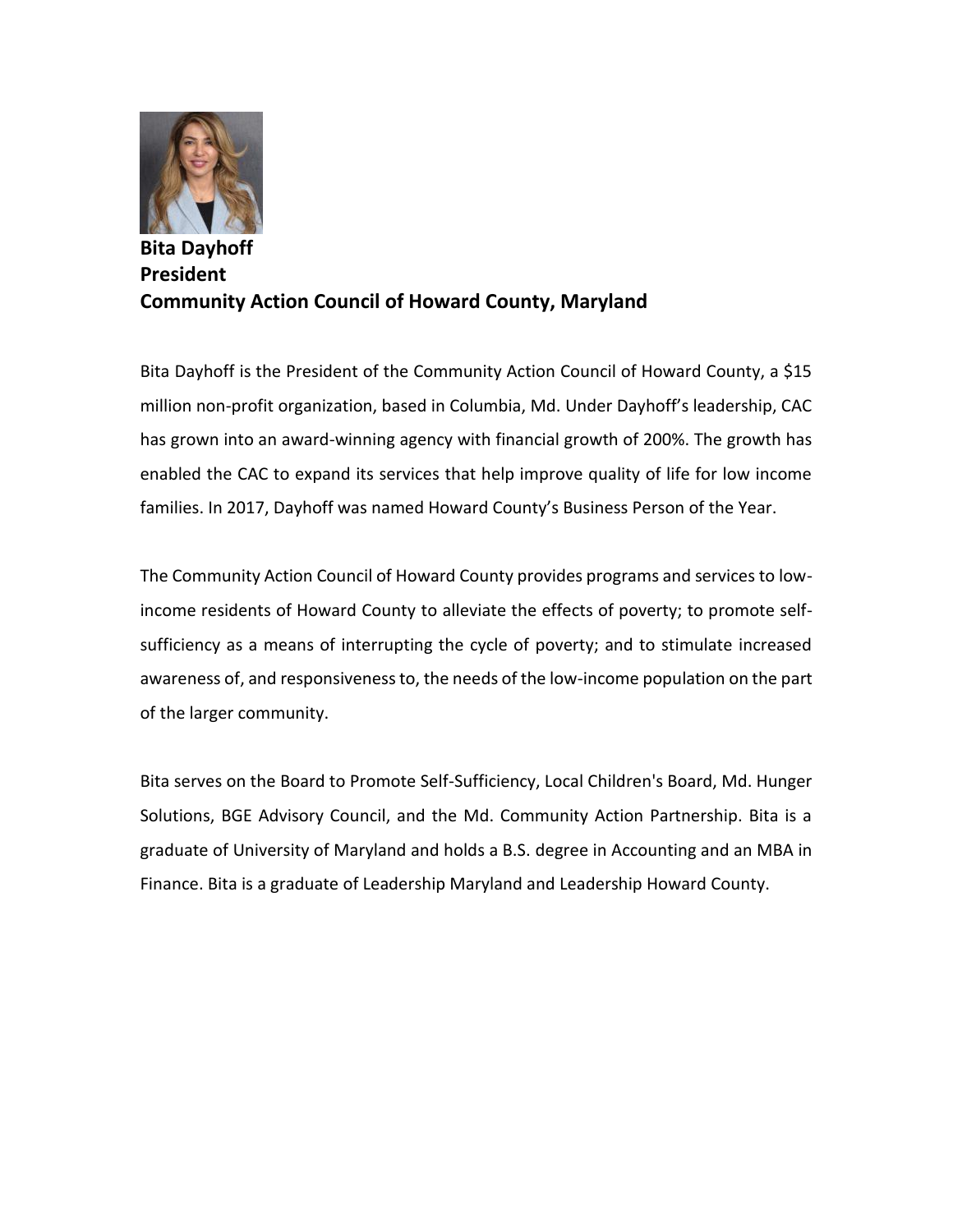**Bita Dayhoff**
**President**
**Community Action Council of Howard County, Maryland**

Bita Dayhoff is the President of the Community Action Council of Howard County, a $15 million non-profit organization, based in Columbia, Md. Under Dayhoff's leadership, CAC has grown into an award-winning agency with financial growth of 200%. The growth has enabled the CAC to expand its services that help improve quality of life for low income families. In 2017, Dayhoff was named Howard County's Business Person of the Year.

The Community Action Council of Howard County provides programs and services to low-income residents of Howard County to alleviate the effects of poverty; to promote self-sufficiency as a means of interrupting the cycle of poverty; and to stimulate increased awareness of, and responsiveness to, the needs of the low-income population on the part of the larger community.

Bita serves on the Board to Promote Self-Sufficiency, Local Children's Board, Md. Hunger Solutions, BGE Advisory Council, and the Md. Community Action Partnership. Bita is a graduate of University of Maryland and holds a B.S. degree in Accounting and an MBA in Finance. Bita is a graduate of Leadership Maryland and Leadership Howard County.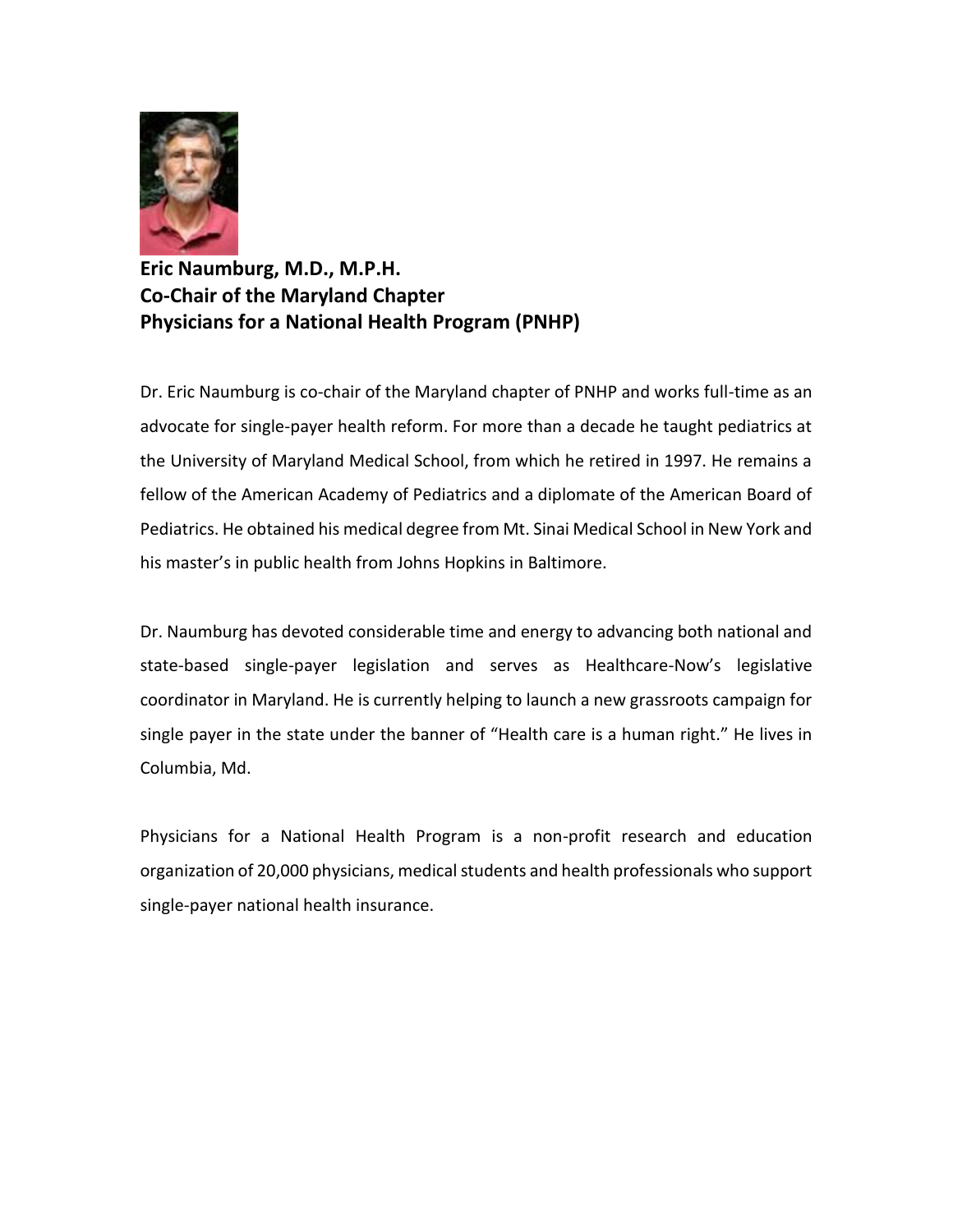**Eric Naumburg, M.D., M.P.H.**
**Co-Chair of the Maryland Chapter**
**Physicians for a National Health Program (PNHP)**

Dr. Eric Naumburg is co-chair of the Maryland chapter of PNHP and works full-time as an advocate for single-payer health reform. For more than a decade he taught pediatrics at the University of Maryland Medical School, from which he retired in 1997. He remains a fellow of the American Academy of Pediatrics and a diplomate of the American Board of Pediatrics. He obtained his medical degree from Mt. Sinai Medical School in New York and his master's in public health from Johns Hopkins in Baltimore.

Dr. Naumburg has devoted considerable time and energy to advancing both national and state-based single-payer legislation and serves as Healthcare-Now's legislative coordinator in Maryland. He is currently helping to launch a new grassroots campaign for single payer in the state under the banner of "Health care is a human right." He lives in Columbia, Md.

Physicians for a National Health Program is a non-profit research and education organization of 20,000 physicians, medical students and health professionals who support single-payer national health insurance.